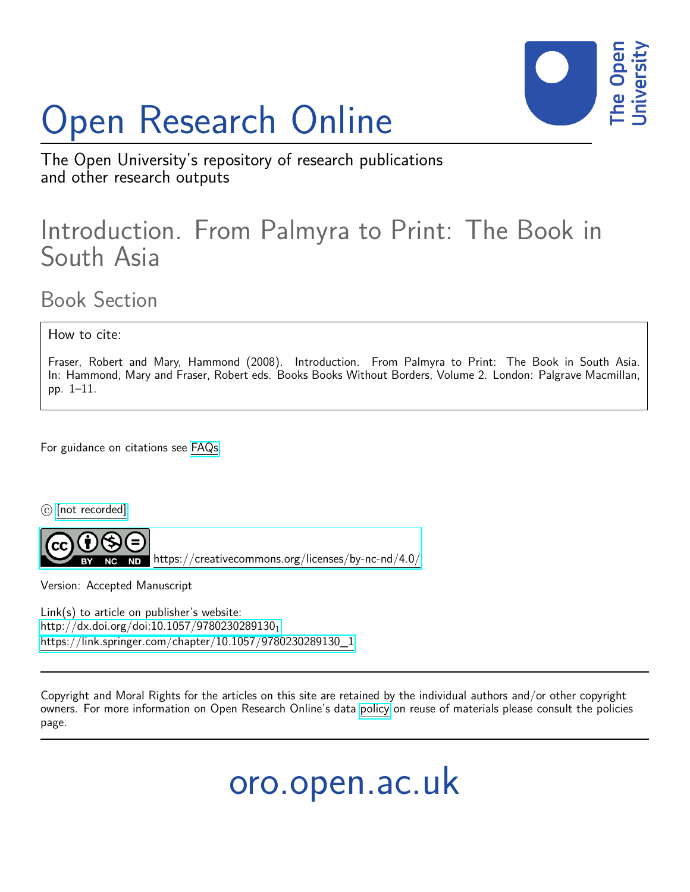# Open Research Online

The Open University's repository of research publications and other research outputs

## Introduction. From Palmyra to Print: The Book in South Asia

### Book Section

How to cite:

Fraser, Robert and Mary, Hammond (2008). Introduction. From Palmyra to Print: The Book in South Asia. In: Hammond, Mary and Fraser, Robert eds. Books Books Without Borders, Volume 2. London: Palgrave Macmillan, pp. 1–11.

For guidance on citations see FAQs.

© [not recorded]

https://creativecommons.org/licenses/by-nc-nd/4.0/

Version: Accepted Manuscript

Link(s) to article on publisher's website:
http://dx.doi.org/doi:10.1057/9780230289130_1
https://link.springer.com/chapter/10.1057/9780230289130_1

Copyright and Moral Rights for the articles on this site are retained by the individual authors and/or other copyright owners. For more information on Open Research Online's data policy on reuse of materials please consult the policies page.

oro.open.ac.uk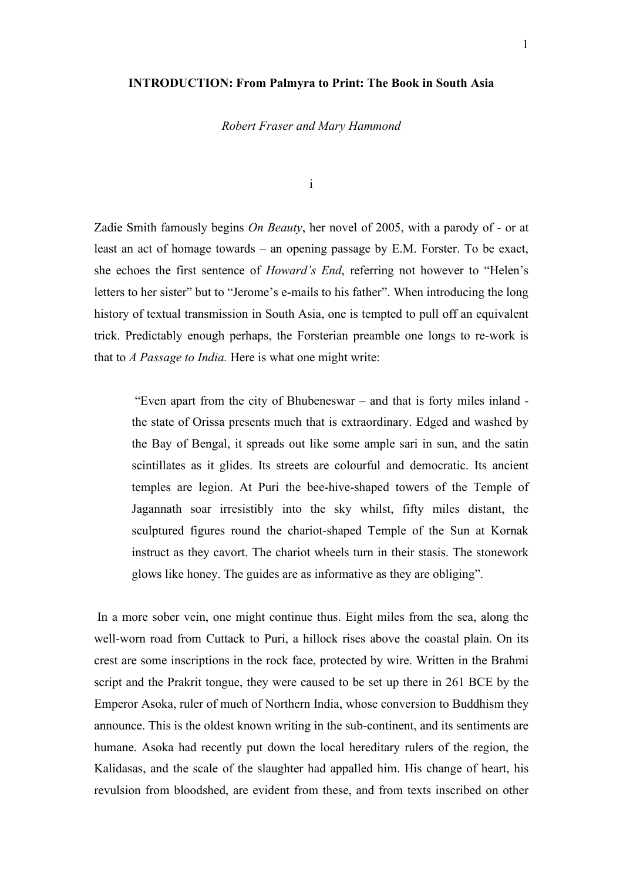**INTRODUCTION: From Palmyra to Print: The Book in South Asia**

*Robert Fraser and Mary Hammond*

i

Zadie Smith famously begins *On Beauty*, her novel of 2005, with a parody of - or at least an act of homage towards – an opening passage by E.M. Forster. To be exact, she echoes the first sentence of *Howard's End*, referring not however to "Helen's letters to her sister" but to "Jerome's e-mails to his father". When introducing the long history of textual transmission in South Asia, one is tempted to pull off an equivalent trick. Predictably enough perhaps, the Forsterian preamble one longs to re-work is that to *A Passage to India.* Here is what one might write:

> "Even apart from the city of Bhubeneswar – and that is forty miles inland - the state of Orissa presents much that is extraordinary. Edged and washed by the Bay of Bengal, it spreads out like some ample sari in sun, and the satin scintillates as it glides. Its streets are colourful and democratic. Its ancient temples are legion. At Puri the bee-hive-shaped towers of the Temple of Jagannath soar irresistibly into the sky whilst, fifty miles distant, the sculptured figures round the chariot-shaped Temple of the Sun at Kornak instruct as they cavort. The chariot wheels turn in their stasis. The stonework glows like honey. The guides are as informative as they are obliging".

In a more sober vein, one might continue thus. Eight miles from the sea, along the well-worn road from Cuttack to Puri, a hillock rises above the coastal plain. On its crest are some inscriptions in the rock face, protected by wire. Written in the Brahmi script and the Prakrit tongue, they were caused to be set up there in 261 BCE by the Emperor Asoka, ruler of much of Northern India, whose conversion to Buddhism they announce. This is the oldest known writing in the sub-continent, and its sentiments are humane. Asoka had recently put down the local hereditary rulers of the region, the Kalidasas, and the scale of the slaughter had appalled him. His change of heart, his revulsion from bloodshed, are evident from these, and from texts inscribed on other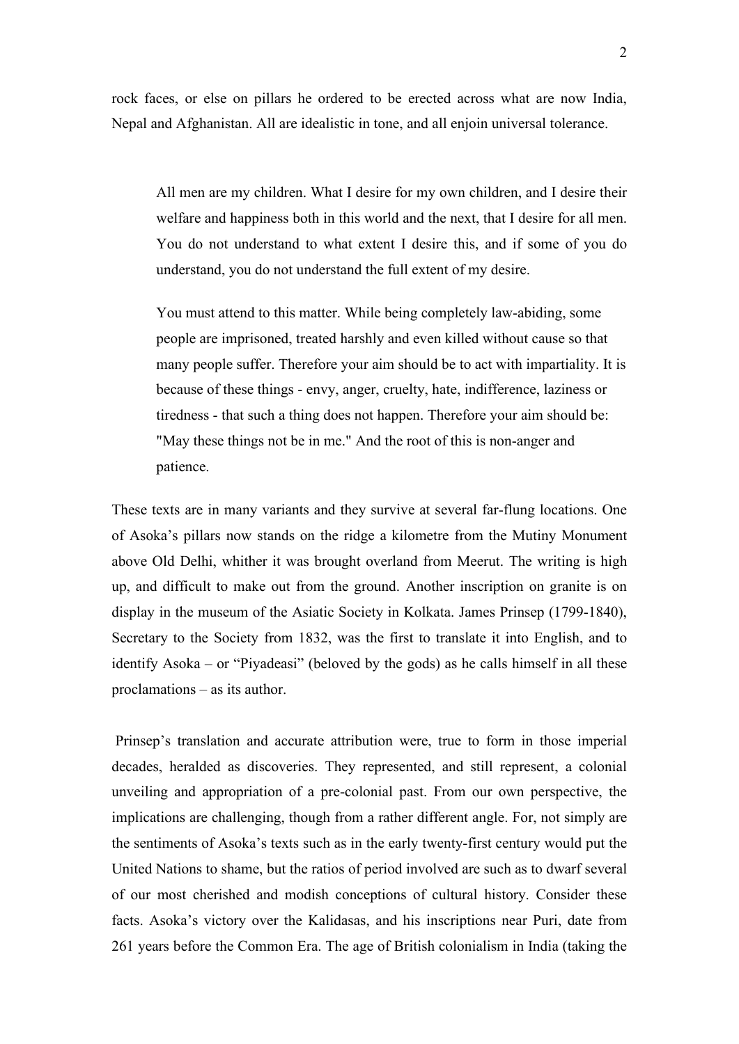rock faces, or else on pillars he ordered to be erected across what are now India, Nepal and Afghanistan. All are idealistic in tone, and all enjoin universal tolerance.

> All men are my children. What I desire for my own children, and I desire their welfare and happiness both in this world and the next, that I desire for all men. You do not understand to what extent I desire this, and if some of you do understand, you do not understand the full extent of my desire.
>
> You must attend to this matter. While being completely law-abiding, some people are imprisoned, treated harshly and even killed without cause so that many people suffer. Therefore your aim should be to act with impartiality. It is because of these things - envy, anger, cruelty, hate, indifference, laziness or tiredness - that such a thing does not happen. Therefore your aim should be: "May these things not be in me." And the root of this is non-anger and patience.

These texts are in many variants and they survive at several far-flung locations. One of Asoka's pillars now stands on the ridge a kilometre from the Mutiny Monument above Old Delhi, whither it was brought overland from Meerut. The writing is high up, and difficult to make out from the ground. Another inscription on granite is on display in the museum of the Asiatic Society in Kolkata. James Prinsep (1799-1840), Secretary to the Society from 1832, was the first to translate it into English, and to identify Asoka – or "Piyadeasi" (beloved by the gods) as he calls himself in all these proclamations – as its author.

Prinsep's translation and accurate attribution were, true to form in those imperial decades, heralded as discoveries. They represented, and still represent, a colonial unveiling and appropriation of a pre-colonial past. From our own perspective, the implications are challenging, though from a rather different angle. For, not simply are the sentiments of Asoka's texts such as in the early twenty-first century would put the United Nations to shame, but the ratios of period involved are such as to dwarf several of our most cherished and modish conceptions of cultural history. Consider these facts. Asoka's victory over the Kalidasas, and his inscriptions near Puri, date from 261 years before the Common Era. The age of British colonialism in India (taking the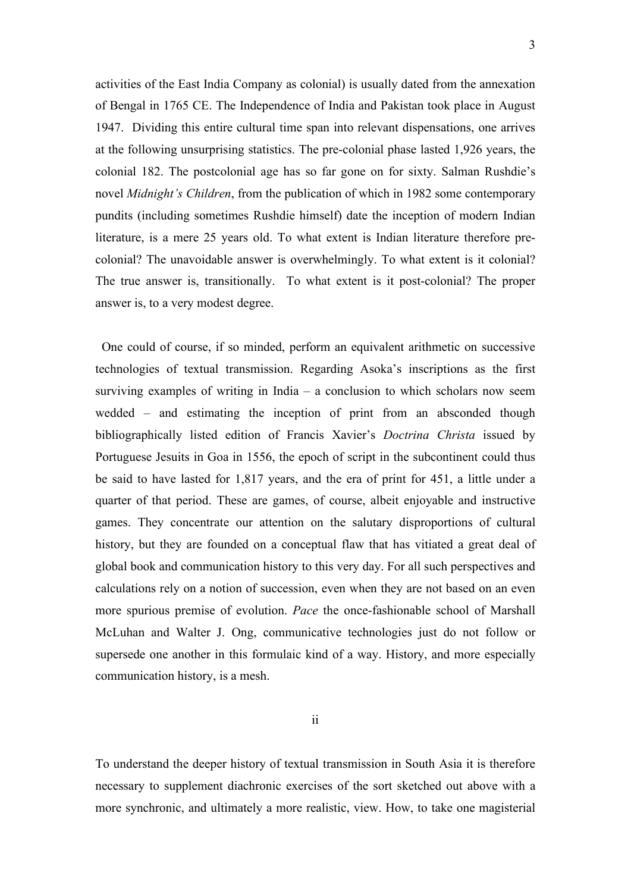activities of the East India Company as colonial) is usually dated from the annexation of Bengal in 1765 CE. The Independence of India and Pakistan took place in August 1947. Dividing this entire cultural time span into relevant dispensations, one arrives at the following unsurprising statistics. The pre-colonial phase lasted 1,926 years, the colonial 182. The postcolonial age has so far gone on for sixty. Salman Rushdie's novel *Midnight's Children*, from the publication of which in 1982 some contemporary pundits (including sometimes Rushdie himself) date the inception of modern Indian literature, is a mere 25 years old. To what extent is Indian literature therefore pre-colonial? The unavoidable answer is overwhelmingly. To what extent is it colonial? The true answer is, transitionally. To what extent is it post-colonial? The proper answer is, to a very modest degree.

One could of course, if so minded, perform an equivalent arithmetic on successive technologies of textual transmission. Regarding Asoka's inscriptions as the first surviving examples of writing in India – a conclusion to which scholars now seem wedded – and estimating the inception of print from an absconded though bibliographically listed edition of Francis Xavier's *Doctrina Christa* issued by Portuguese Jesuits in Goa in 1556, the epoch of script in the subcontinent could thus be said to have lasted for 1,817 years, and the era of print for 451, a little under a quarter of that period. These are games, of course, albeit enjoyable and instructive games. They concentrate our attention on the salutary disproportions of cultural history, but they are founded on a conceptual flaw that has vitiated a great deal of global book and communication history to this very day. For all such perspectives and calculations rely on a notion of succession, even when they are not based on an even more spurious premise of evolution. *Pace* the once-fashionable school of Marshall McLuhan and Walter J. Ong, communicative technologies just do not follow or supersede one another in this formulaic kind of a way. History, and more especially communication history, is a mesh.

## ii

To understand the deeper history of textual transmission in South Asia it is therefore necessary to supplement diachronic exercises of the sort sketched out above with a more synchronic, and ultimately a more realistic, view. How, to take one magisterial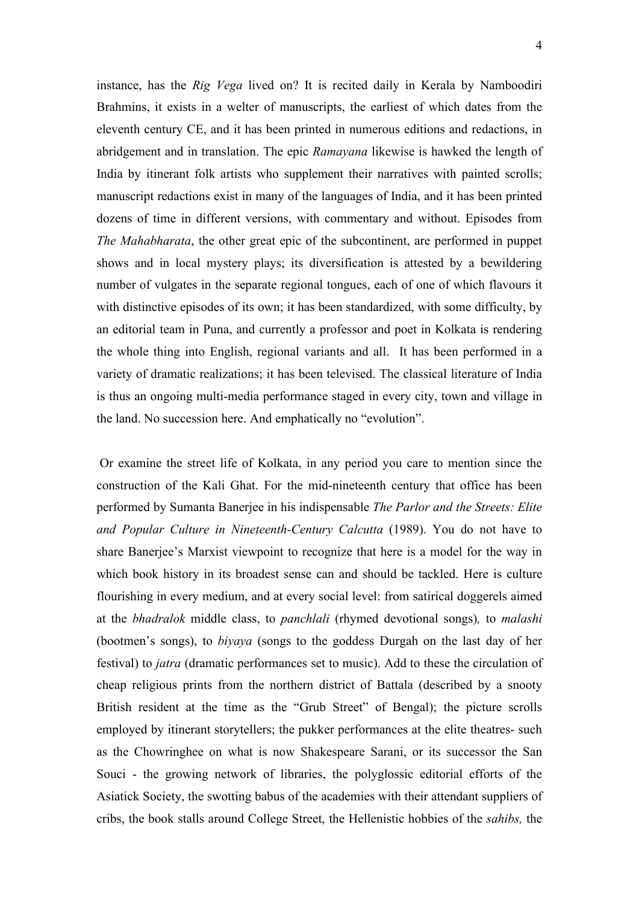instance, has the *Rig Vega* lived on? It is recited daily in Kerala by Namboodiri Brahmins, it exists in a welter of manuscripts, the earliest of which dates from the eleventh century CE, and it has been printed in numerous editions and redactions, in abridgement and in translation. The epic *Ramayana* likewise is hawked the length of India by itinerant folk artists who supplement their narratives with painted scrolls; manuscript redactions exist in many of the languages of India, and it has been printed dozens of time in different versions, with commentary and without. Episodes from *The Mahabharata*, the other great epic of the subcontinent, are performed in puppet shows and in local mystery plays; its diversification is attested by a bewildering number of vulgates in the separate regional tongues, each of one of which flavours it with distinctive episodes of its own; it has been standardized, with some difficulty, by an editorial team in Puna, and currently a professor and poet in Kolkata is rendering the whole thing into English, regional variants and all. It has been performed in a variety of dramatic realizations; it has been televised. The classical literature of India is thus an ongoing multi-media performance staged in every city, town and village in the land. No succession here. And emphatically no "evolution".

Or examine the street life of Kolkata, in any period you care to mention since the construction of the Kali Ghat. For the mid-nineteenth century that office has been performed by Sumanta Banerjee in his indispensable *The Parlor and the Streets: Elite and Popular Culture in Nineteenth-Century Calcutta* (1989). You do not have to share Banerjee's Marxist viewpoint to recognize that here is a model for the way in which book history in its broadest sense can and should be tackled. Here is culture flourishing in every medium, and at every social level: from satirical doggerels aimed at the *bhadralok* middle class, to *panchlali* (rhymed devotional songs), to *malashi* (bootmen's songs), to *biyaya* (songs to the goddess Durgah on the last day of her festival) to *jatra* (dramatic performances set to music). Add to these the circulation of cheap religious prints from the northern district of Battala (described by a snooty British resident at the time as the "Grub Street" of Bengal); the picture scrolls employed by itinerant storytellers; the pukker performances at the elite theatres- such as the Chowringhee on what is now Shakespeare Sarani, or its successor the San Souci - the growing network of libraries, the polyglossic editorial efforts of the Asiatick Society, the swotting babus of the academies with their attendant suppliers of cribs, the book stalls around College Street, the Hellenistic hobbies of the *sahibs,* the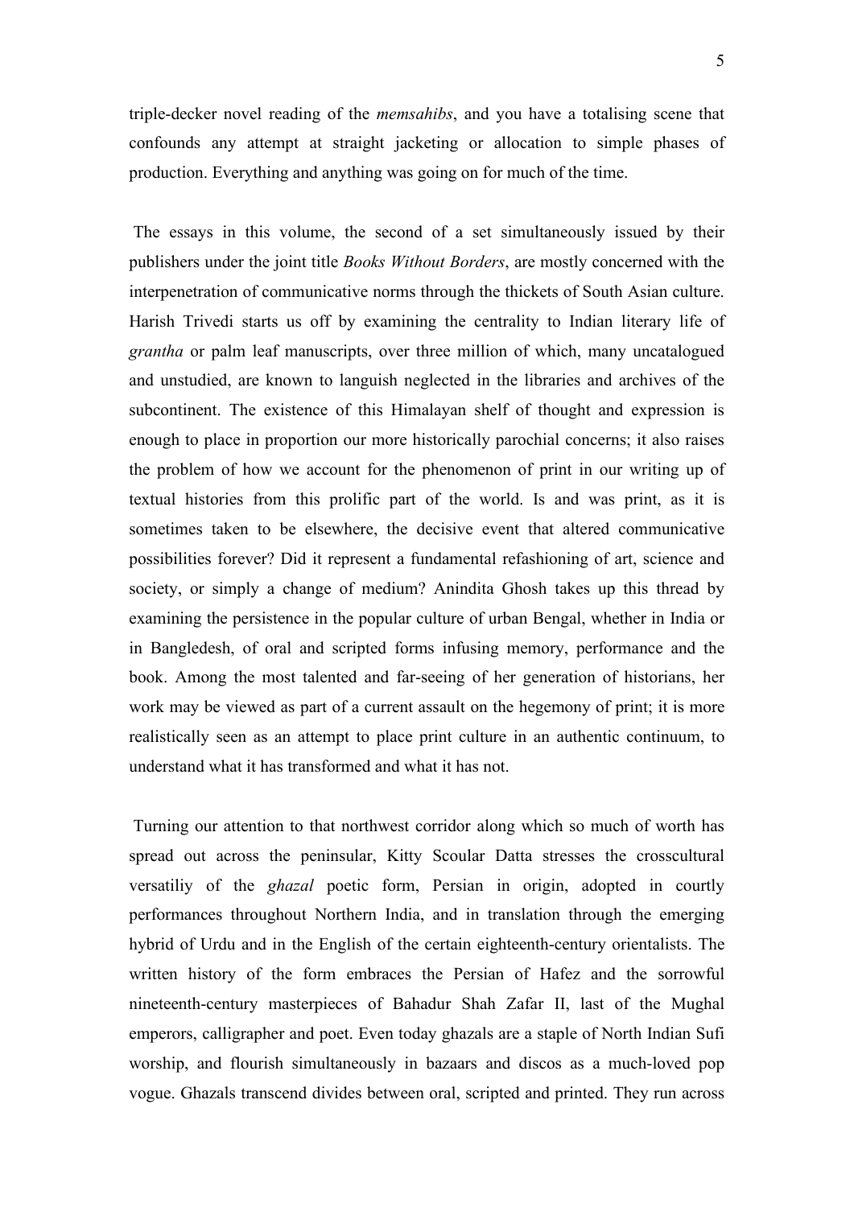triple-decker novel reading of the *memsahibs*, and you have a totalising scene that confounds any attempt at straight jacketing or allocation to simple phases of production. Everything and anything was going on for much of the time.

The essays in this volume, the second of a set simultaneously issued by their publishers under the joint title *Books Without Borders*, are mostly concerned with the interpenetration of communicative norms through the thickets of South Asian culture. Harish Trivedi starts us off by examining the centrality to Indian literary life of *grantha* or palm leaf manuscripts, over three million of which, many uncatalogued and unstudied, are known to languish neglected in the libraries and archives of the subcontinent. The existence of this Himalayan shelf of thought and expression is enough to place in proportion our more historically parochial concerns; it also raises the problem of how we account for the phenomenon of print in our writing up of textual histories from this prolific part of the world. Is and was print, as it is sometimes taken to be elsewhere, the decisive event that altered communicative possibilities forever? Did it represent a fundamental refashioning of art, science and society, or simply a change of medium? Anindita Ghosh takes up this thread by examining the persistence in the popular culture of urban Bengal, whether in India or in Bangledesh, of oral and scripted forms infusing memory, performance and the book. Among the most talented and far-seeing of her generation of historians, her work may be viewed as part of a current assault on the hegemony of print; it is more realistically seen as an attempt to place print culture in an authentic continuum, to understand what it has transformed and what it has not.

Turning our attention to that northwest corridor along which so much of worth has spread out across the peninsular, Kitty Scoular Datta stresses the crosscultural versatiliy of the *ghazal* poetic form, Persian in origin, adopted in courtly performances throughout Northern India, and in translation through the emerging hybrid of Urdu and in the English of the certain eighteenth-century orientalists. The written history of the form embraces the Persian of Hafez and the sorrowful nineteenth-century masterpieces of Bahadur Shah Zafar II, last of the Mughal emperors, calligrapher and poet. Even today ghazals are a staple of North Indian Sufi worship, and flourish simultaneously in bazaars and discos as a much-loved pop vogue. Ghazals transcend divides between oral, scripted and printed. They run across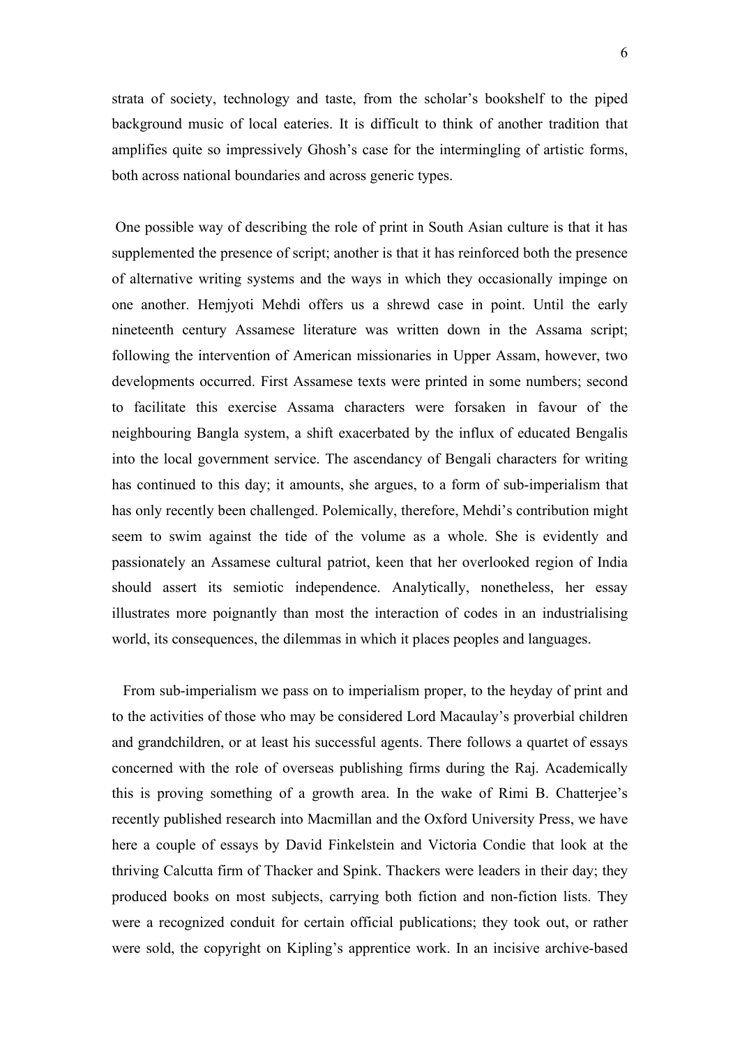strata of society, technology and taste, from the scholar's bookshelf to the piped background music of local eateries. It is difficult to think of another tradition that amplifies quite so impressively Ghosh's case for the intermingling of artistic forms, both across national boundaries and across generic types.

One possible way of describing the role of print in South Asian culture is that it has supplemented the presence of script; another is that it has reinforced both the presence of alternative writing systems and the ways in which they occasionally impinge on one another. Hemjyoti Mehdi offers us a shrewd case in point. Until the early nineteenth century Assamese literature was written down in the Assama script; following the intervention of American missionaries in Upper Assam, however, two developments occurred. First Assamese texts were printed in some numbers; second to facilitate this exercise Assama characters were forsaken in favour of the neighbouring Bangla system, a shift exacerbated by the influx of educated Bengalis into the local government service. The ascendancy of Bengali characters for writing has continued to this day; it amounts, she argues, to a form of sub-imperialism that has only recently been challenged. Polemically, therefore, Mehdi's contribution might seem to swim against the tide of the volume as a whole. She is evidently and passionately an Assamese cultural patriot, keen that her overlooked region of India should assert its semiotic independence. Analytically, nonetheless, her essay illustrates more poignantly than most the interaction of codes in an industrialising world, its consequences, the dilemmas in which it places peoples and languages.

From sub-imperialism we pass on to imperialism proper, to the heyday of print and to the activities of those who may be considered Lord Macaulay's proverbial children and grandchildren, or at least his successful agents. There follows a quartet of essays concerned with the role of overseas publishing firms during the Raj. Academically this is proving something of a growth area. In the wake of Rimi B. Chatterjee's recently published research into Macmillan and the Oxford University Press, we have here a couple of essays by David Finkelstein and Victoria Condie that look at the thriving Calcutta firm of Thacker and Spink. Thackers were leaders in their day; they produced books on most subjects, carrying both fiction and non-fiction lists. They were a recognized conduit for certain official publications; they took out, or rather were sold, the copyright on Kipling's apprentice work. In an incisive archive-based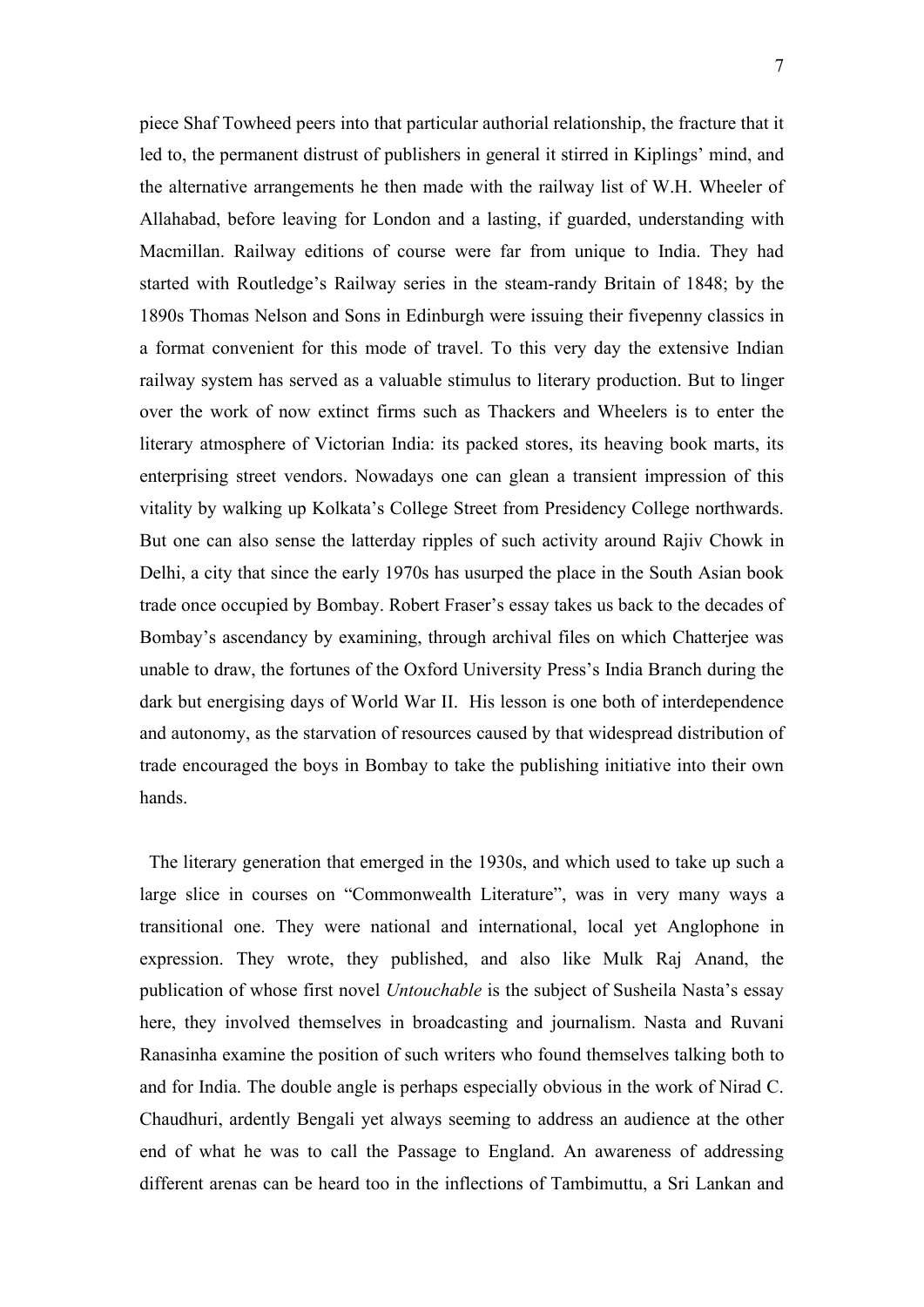piece Shaf Towheed peers into that particular authorial relationship, the fracture that it led to, the permanent distrust of publishers in general it stirred in Kiplings' mind, and the alternative arrangements he then made with the railway list of W.H. Wheeler of Allahabad, before leaving for London and a lasting, if guarded, understanding with Macmillan. Railway editions of course were far from unique to India. They had started with Routledge's Railway series in the steam-randy Britain of 1848; by the 1890s Thomas Nelson and Sons in Edinburgh were issuing their fivepenny classics in a format convenient for this mode of travel. To this very day the extensive Indian railway system has served as a valuable stimulus to literary production. But to linger over the work of now extinct firms such as Thackers and Wheelers is to enter the literary atmosphere of Victorian India: its packed stores, its heaving book marts, its enterprising street vendors. Nowadays one can glean a transient impression of this vitality by walking up Kolkata's College Street from Presidency College northwards. But one can also sense the latterday ripples of such activity around Rajiv Chowk in Delhi, a city that since the early 1970s has usurped the place in the South Asian book trade once occupied by Bombay. Robert Fraser's essay takes us back to the decades of Bombay's ascendancy by examining, through archival files on which Chatterjee was unable to draw, the fortunes of the Oxford University Press's India Branch during the dark but energising days of World War II. His lesson is one both of interdependence and autonomy, as the starvation of resources caused by that widespread distribution of trade encouraged the boys in Bombay to take the publishing initiative into their own hands.

The literary generation that emerged in the 1930s, and which used to take up such a large slice in courses on "Commonwealth Literature", was in very many ways a transitional one. They were national and international, local yet Anglophone in expression. They wrote, they published, and also like Mulk Raj Anand, the publication of whose first novel *Untouchable* is the subject of Susheila Nasta's essay here, they involved themselves in broadcasting and journalism. Nasta and Ruvani Ranasinha examine the position of such writers who found themselves talking both to and for India. The double angle is perhaps especially obvious in the work of Nirad C. Chaudhuri, ardently Bengali yet always seeming to address an audience at the other end of what he was to call the Passage to England. An awareness of addressing different arenas can be heard too in the inflections of Tambimuttu, a Sri Lankan and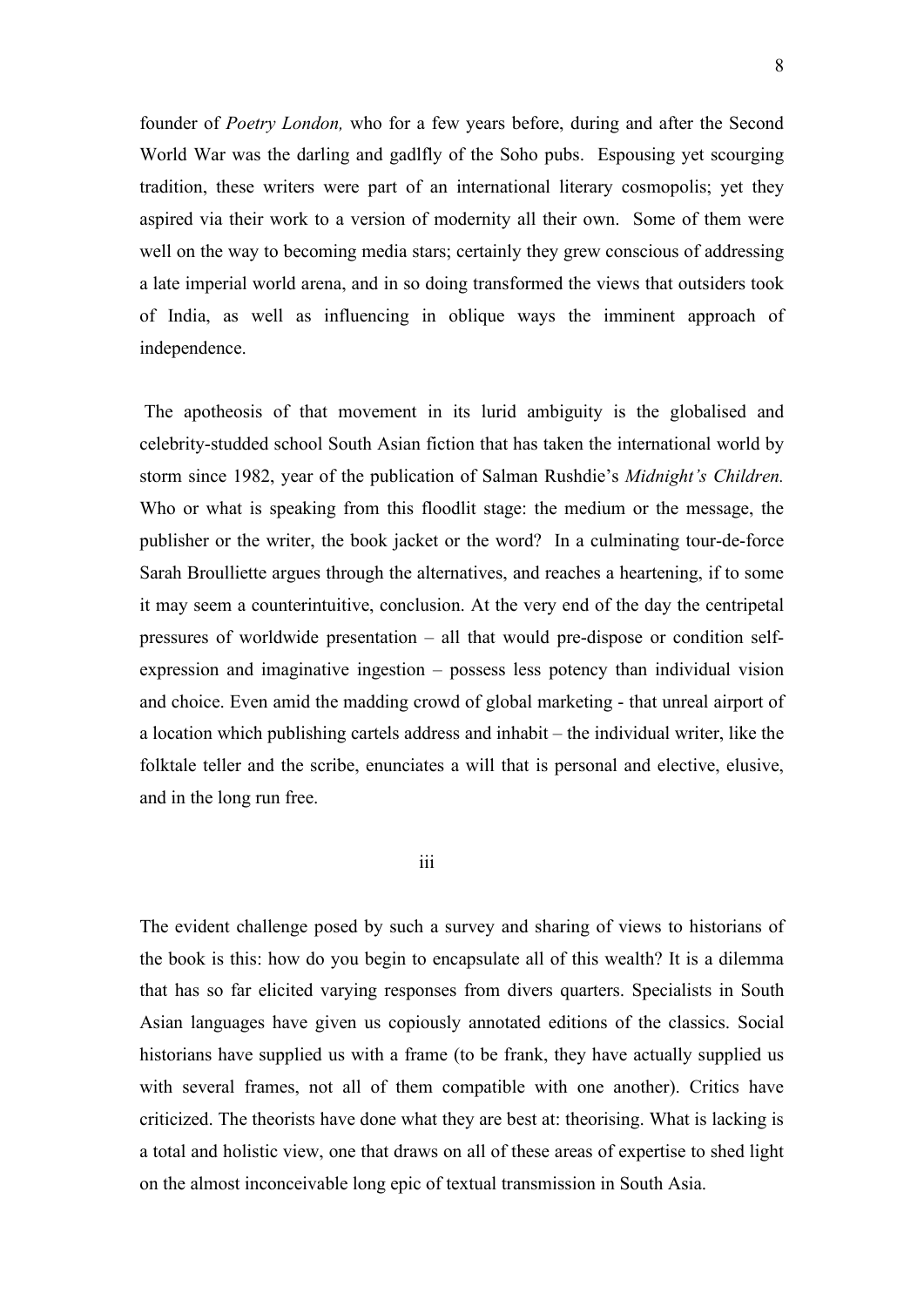founder of *Poetry London,* who for a few years before, during and after the Second World War was the darling and gadlfly of the Soho pubs. Espousing yet scourging tradition, these writers were part of an international literary cosmopolis; yet they aspired via their work to a version of modernity all their own. Some of them were well on the way to becoming media stars; certainly they grew conscious of addressing a late imperial world arena, and in so doing transformed the views that outsiders took of India, as well as influencing in oblique ways the imminent approach of independence.

The apotheosis of that movement in its lurid ambiguity is the globalised and celebrity-studded school South Asian fiction that has taken the international world by storm since 1982, year of the publication of Salman Rushdie's *Midnight's Children.* Who or what is speaking from this floodlit stage: the medium or the message, the publisher or the writer, the book jacket or the word? In a culminating tour-de-force Sarah Broulliette argues through the alternatives, and reaches a heartening, if to some it may seem a counterintuitive, conclusion. At the very end of the day the centripetal pressures of worldwide presentation – all that would pre-dispose or condition self-expression and imaginative ingestion – possess less potency than individual vision and choice. Even amid the madding crowd of global marketing - that unreal airport of a location which publishing cartels address and inhabit – the individual writer, like the folktale teller and the scribe, enunciates a will that is personal and elective, elusive, and in the long run free.

## iii

The evident challenge posed by such a survey and sharing of views to historians of the book is this: how do you begin to encapsulate all of this wealth? It is a dilemma that has so far elicited varying responses from divers quarters. Specialists in South Asian languages have given us copiously annotated editions of the classics. Social historians have supplied us with a frame (to be frank, they have actually supplied us with several frames, not all of them compatible with one another). Critics have criticized. The theorists have done what they are best at: theorising. What is lacking is a total and holistic view, one that draws on all of these areas of expertise to shed light on the almost inconceivable long epic of textual transmission in South Asia.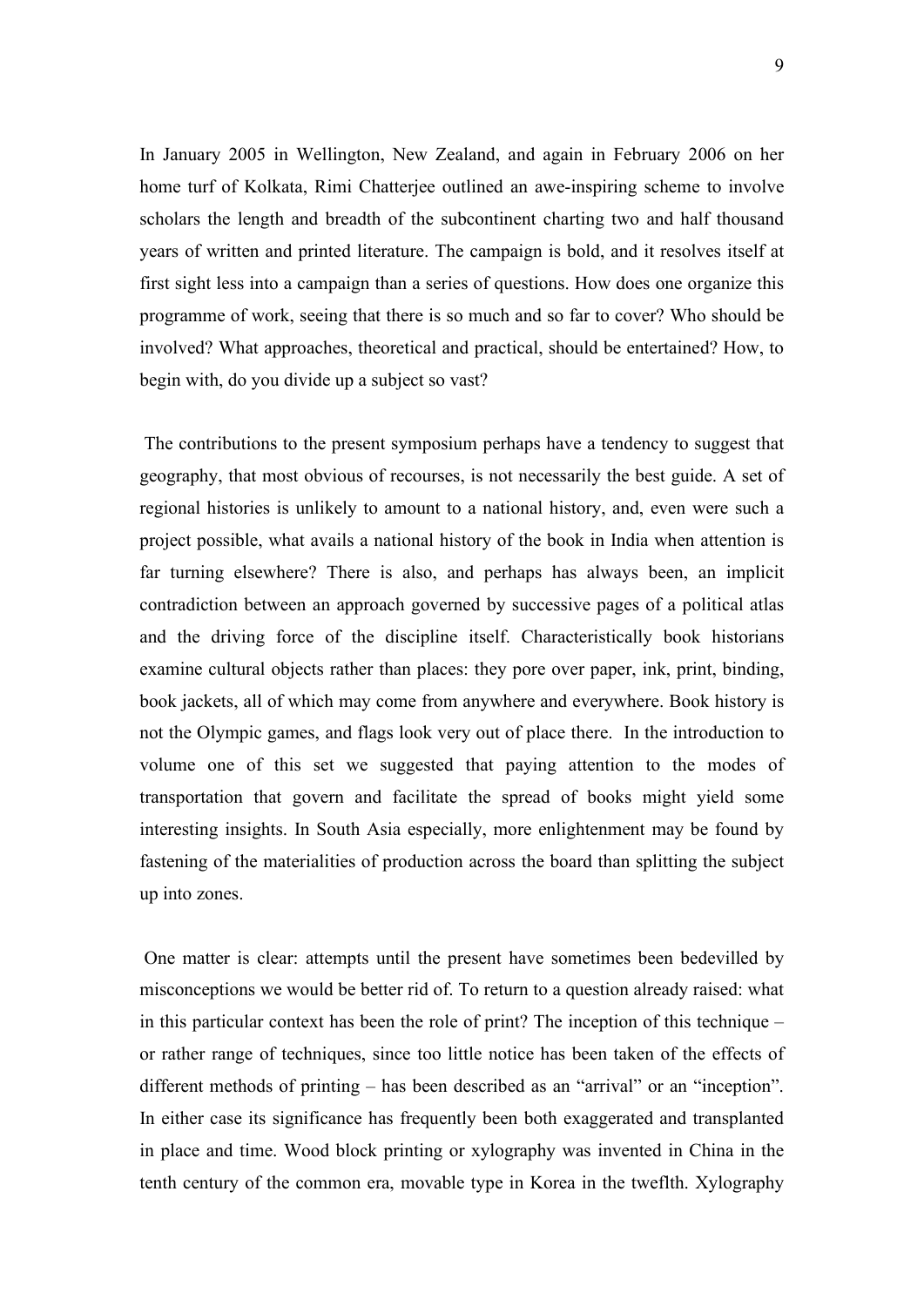In January 2005 in Wellington, New Zealand, and again in February 2006 on her home turf of Kolkata, Rimi Chatterjee outlined an awe-inspiring scheme to involve scholars the length and breadth of the subcontinent charting two and half thousand years of written and printed literature. The campaign is bold, and it resolves itself at first sight less into a campaign than a series of questions. How does one organize this programme of work, seeing that there is so much and so far to cover? Who should be involved? What approaches, theoretical and practical, should be entertained? How, to begin with, do you divide up a subject so vast?

The contributions to the present symposium perhaps have a tendency to suggest that geography, that most obvious of recourses, is not necessarily the best guide. A set of regional histories is unlikely to amount to a national history, and, even were such a project possible, what avails a national history of the book in India when attention is far turning elsewhere? There is also, and perhaps has always been, an implicit contradiction between an approach governed by successive pages of a political atlas and the driving force of the discipline itself. Characteristically book historians examine cultural objects rather than places: they pore over paper, ink, print, binding, book jackets, all of which may come from anywhere and everywhere. Book history is not the Olympic games, and flags look very out of place there. In the introduction to volume one of this set we suggested that paying attention to the modes of transportation that govern and facilitate the spread of books might yield some interesting insights. In South Asia especially, more enlightenment may be found by fastening of the materialities of production across the board than splitting the subject up into zones.

One matter is clear: attempts until the present have sometimes been bedevilled by misconceptions we would be better rid of. To return to a question already raised: what in this particular context has been the role of print? The inception of this technique – or rather range of techniques, since too little notice has been taken of the effects of different methods of printing – has been described as an "arrival" or an "inception". In either case its significance has frequently been both exaggerated and transplanted in place and time. Wood block printing or xylography was invented in China in the tenth century of the common era, movable type in Korea in the tweflth. Xylography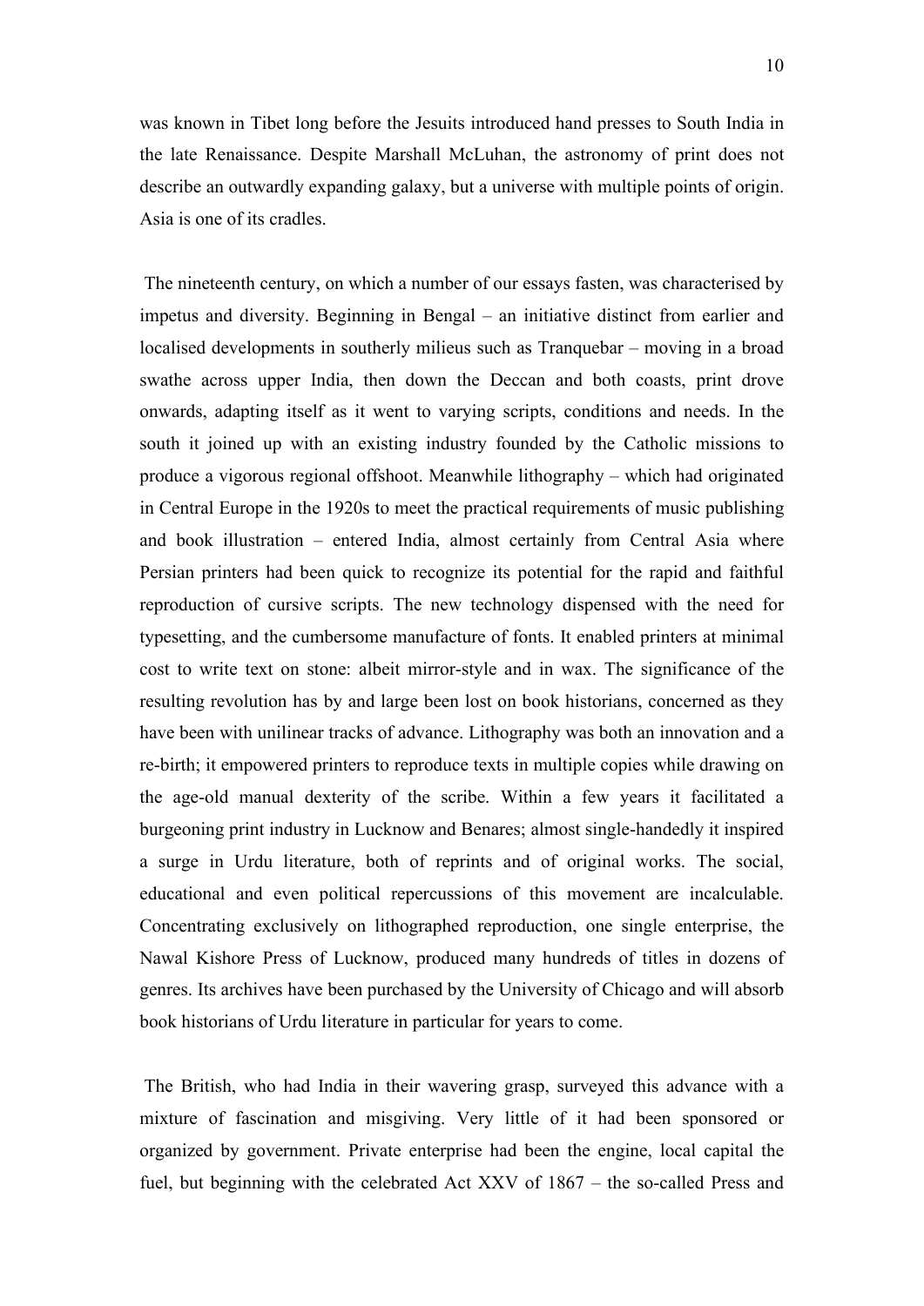was known in Tibet long before the Jesuits introduced hand presses to South India in the late Renaissance. Despite Marshall McLuhan, the astronomy of print does not describe an outwardly expanding galaxy, but a universe with multiple points of origin. Asia is one of its cradles.

The nineteenth century, on which a number of our essays fasten, was characterised by impetus and diversity. Beginning in Bengal – an initiative distinct from earlier and localised developments in southerly milieus such as Tranquebar – moving in a broad swathe across upper India, then down the Deccan and both coasts, print drove onwards, adapting itself as it went to varying scripts, conditions and needs. In the south it joined up with an existing industry founded by the Catholic missions to produce a vigorous regional offshoot. Meanwhile lithography – which had originated in Central Europe in the 1920s to meet the practical requirements of music publishing and book illustration – entered India, almost certainly from Central Asia where Persian printers had been quick to recognize its potential for the rapid and faithful reproduction of cursive scripts. The new technology dispensed with the need for typesetting, and the cumbersome manufacture of fonts. It enabled printers at minimal cost to write text on stone: albeit mirror-style and in wax. The significance of the resulting revolution has by and large been lost on book historians, concerned as they have been with unilinear tracks of advance. Lithography was both an innovation and a re-birth; it empowered printers to reproduce texts in multiple copies while drawing on the age-old manual dexterity of the scribe. Within a few years it facilitated a burgeoning print industry in Lucknow and Benares; almost single-handedly it inspired a surge in Urdu literature, both of reprints and of original works. The social, educational and even political repercussions of this movement are incalculable. Concentrating exclusively on lithographed reproduction, one single enterprise, the Nawal Kishore Press of Lucknow, produced many hundreds of titles in dozens of genres. Its archives have been purchased by the University of Chicago and will absorb book historians of Urdu literature in particular for years to come.

The British, who had India in their wavering grasp, surveyed this advance with a mixture of fascination and misgiving. Very little of it had been sponsored or organized by government. Private enterprise had been the engine, local capital the fuel, but beginning with the celebrated Act XXV of 1867 – the so-called Press and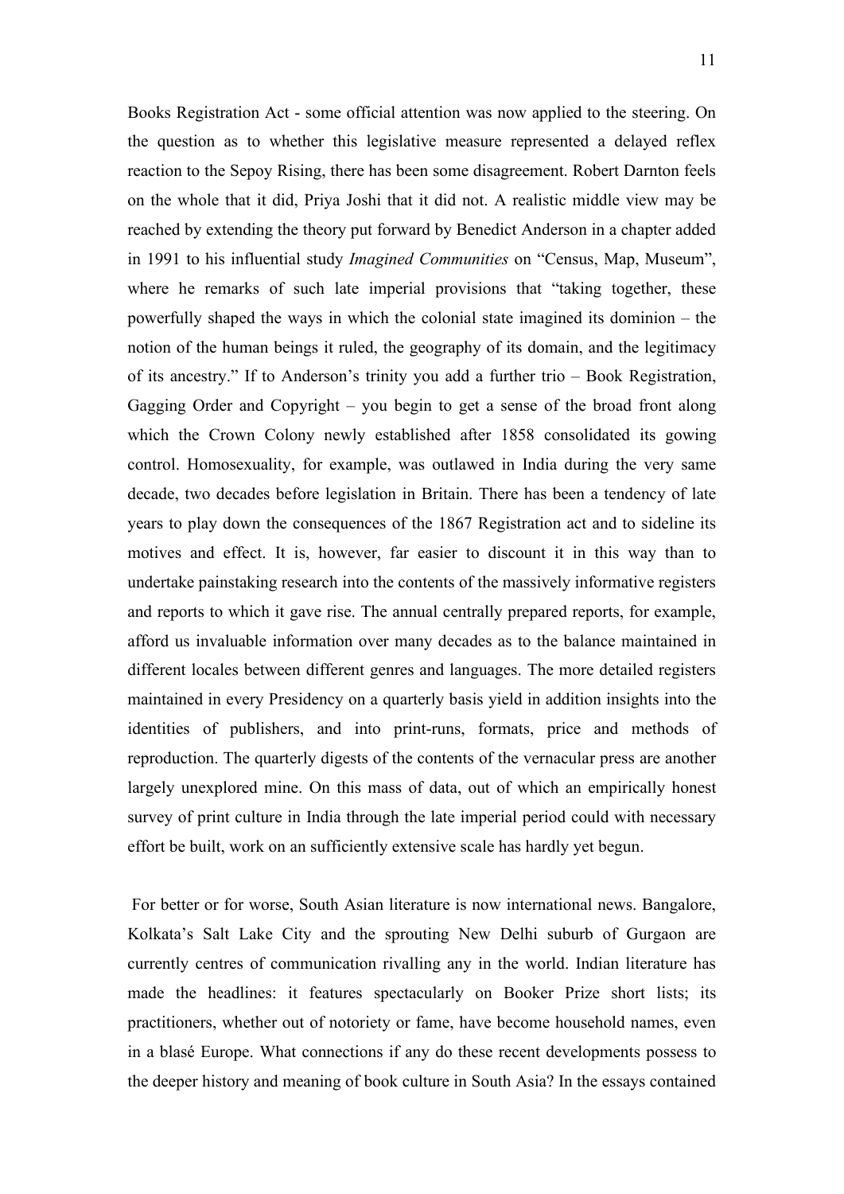Books Registration Act - some official attention was now applied to the steering. On the question as to whether this legislative measure represented a delayed reflex reaction to the Sepoy Rising, there has been some disagreement. Robert Darnton feels on the whole that it did, Priya Joshi that it did not. A realistic middle view may be reached by extending the theory put forward by Benedict Anderson in a chapter added in 1991 to his influential study *Imagined Communities* on "Census, Map, Museum", where he remarks of such late imperial provisions that "taking together, these powerfully shaped the ways in which the colonial state imagined its dominion – the notion of the human beings it ruled, the geography of its domain, and the legitimacy of its ancestry." If to Anderson's trinity you add a further trio – Book Registration, Gagging Order and Copyright – you begin to get a sense of the broad front along which the Crown Colony newly established after 1858 consolidated its gowing control. Homosexuality, for example, was outlawed in India during the very same decade, two decades before legislation in Britain. There has been a tendency of late years to play down the consequences of the 1867 Registration act and to sideline its motives and effect. It is, however, far easier to discount it in this way than to undertake painstaking research into the contents of the massively informative registers and reports to which it gave rise. The annual centrally prepared reports, for example, afford us invaluable information over many decades as to the balance maintained in different locales between different genres and languages. The more detailed registers maintained in every Presidency on a quarterly basis yield in addition insights into the identities of publishers, and into print-runs, formats, price and methods of reproduction. The quarterly digests of the contents of the vernacular press are another largely unexplored mine. On this mass of data, out of which an empirically honest survey of print culture in India through the late imperial period could with necessary effort be built, work on an sufficiently extensive scale has hardly yet begun.

For better or for worse, South Asian literature is now international news. Bangalore, Kolkata's Salt Lake City and the sprouting New Delhi suburb of Gurgaon are currently centres of communication rivalling any in the world. Indian literature has made the headlines: it features spectacularly on Booker Prize short lists; its practitioners, whether out of notoriety or fame, have become household names, even in a blasé Europe. What connections if any do these recent developments possess to the deeper history and meaning of book culture in South Asia? In the essays contained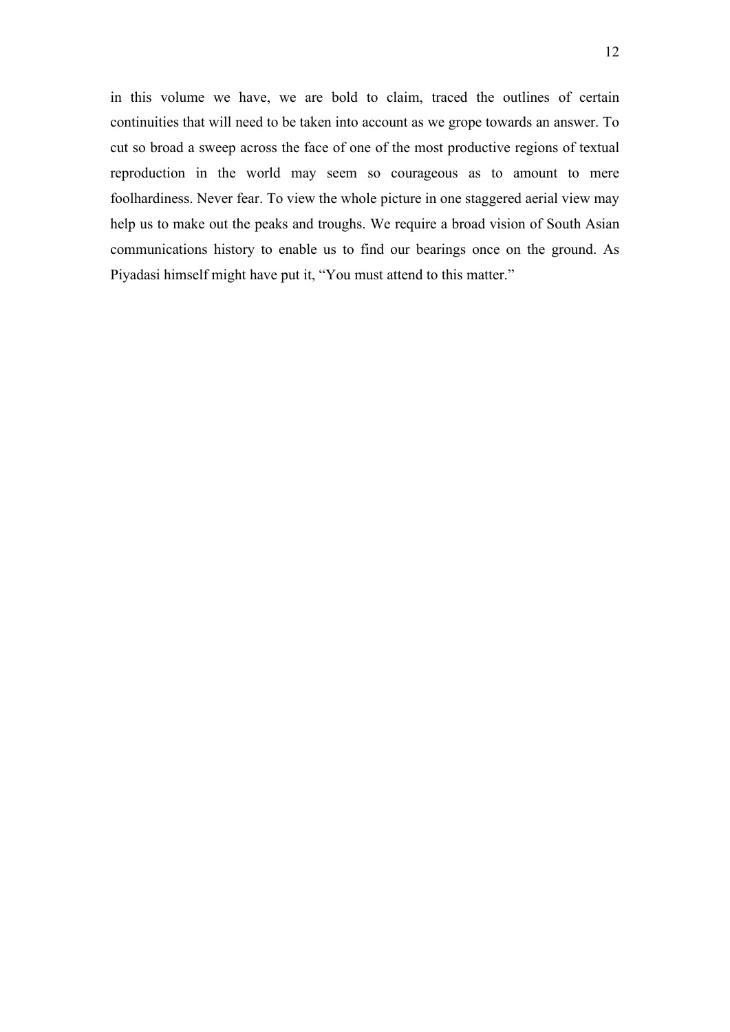in this volume we have, we are bold to claim, traced the outlines of certain continuities that will need to be taken into account as we grope towards an answer. To cut so broad a sweep across the face of one of the most productive regions of textual reproduction in the world may seem so courageous as to amount to mere foolhardiness. Never fear. To view the whole picture in one staggered aerial view may help us to make out the peaks and troughs. We require a broad vision of South Asian communications history to enable us to find our bearings once on the ground. As Piyadasi himself might have put it, "You must attend to this matter."